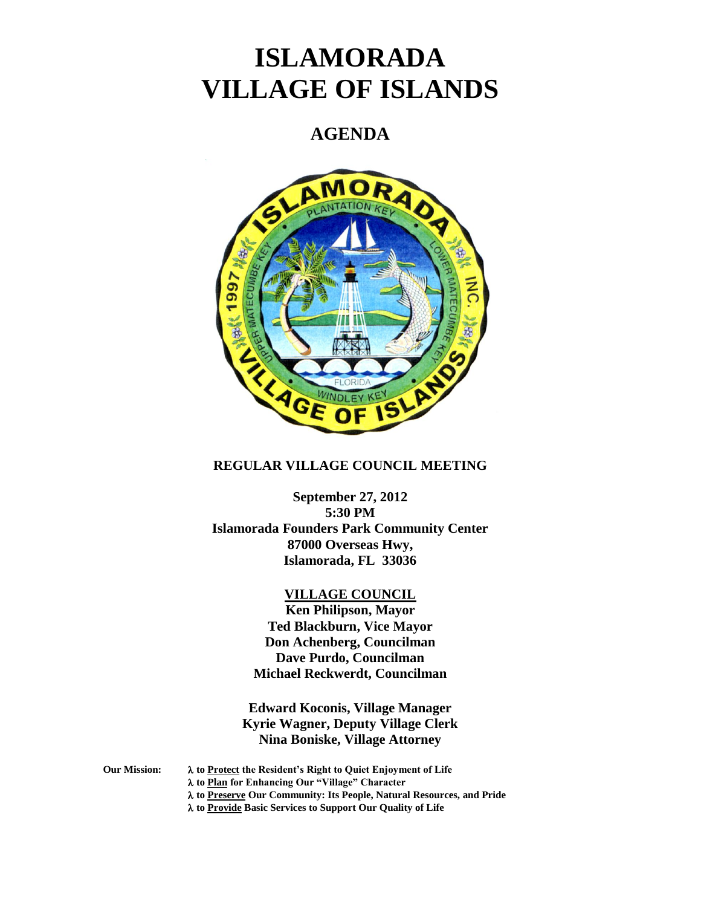# ISLAMORADA
# VILLAGE OF ISLANDS

## AGENDA

**REGULAR VILLAGE COUNCIL MEETING**

**September 27, 2012**
**5:30 PM**
**Islamorada Founders Park Community Center**
**87000 Overseas Hwy,**
**Islamorada, FL 33036**

**VILLAGE COUNCIL**

**Ken Philipson, Mayor**
**Ted Blackburn, Vice Mayor**
**Don Achenberg, Councilman**
**Dave Purdo, Councilman**
**Michael Reckwerdt, Councilman**

**Edward Koconis, Village Manager**
**Kyrie Wagner, Deputy Village Clerk**
**Nina Boniske, Village Attorney**

**Our Mission:**

- **to Protect the Resident's Right to Quiet Enjoyment of Life**
- **to Plan for Enhancing Our "Village" Character**
- **to Preserve Our Community: Its People, Natural Resources, and Pride**
- **to Provide Basic Services to Support Our Quality of Life**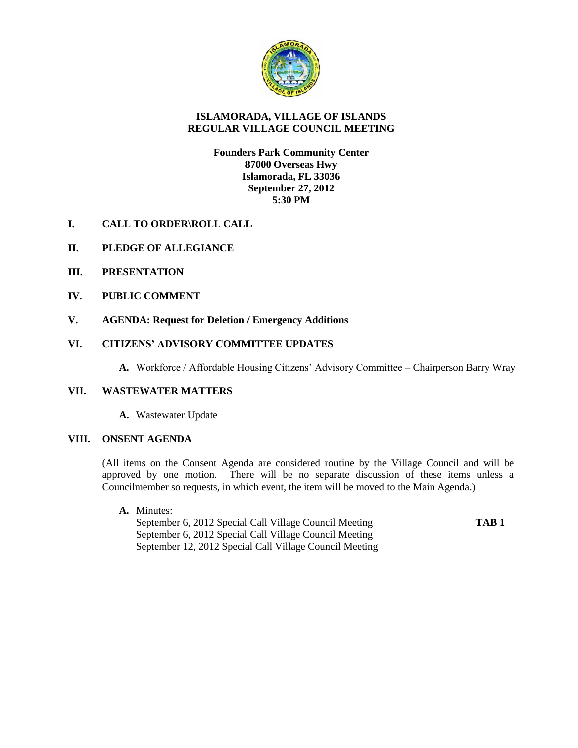# ISLAMORADA, VILLAGE OF ISLANDS
# REGULAR VILLAGE COUNCIL MEETING

**Founders Park Community Center**
**87000 Overseas Hwy**
**Islamorada, FL 33036**
**September 27, 2012**
**5:30 PM**

**I. CALL TO ORDER\ROLL CALL**

**II. PLEDGE OF ALLEGIANCE**

**III. PRESENTATION**

**IV. PUBLIC COMMENT**

**V. AGENDA: Request for Deletion / Emergency Additions**

**VI. CITIZENS' ADVISORY COMMITTEE UPDATES**

**A.** Workforce / Affordable Housing Citizens' Advisory Committee – Chairperson Barry Wray

**VII. WASTEWATER MATTERS**

**A.** Wastewater Update

**VIII. ONSENT AGENDA**

(All items on the Consent Agenda are considered routine by the Village Council and will be approved by one motion. There will be no separate discussion of these items unless a Councilmember so requests, in which event, the item will be moved to the Main Agenda.)

**A.** Minutes:
September 6, 2012 Special Call Village Council Meeting **TAB 1**
September 6, 2012 Special Call Village Council Meeting
September 12, 2012 Special Call Village Council Meeting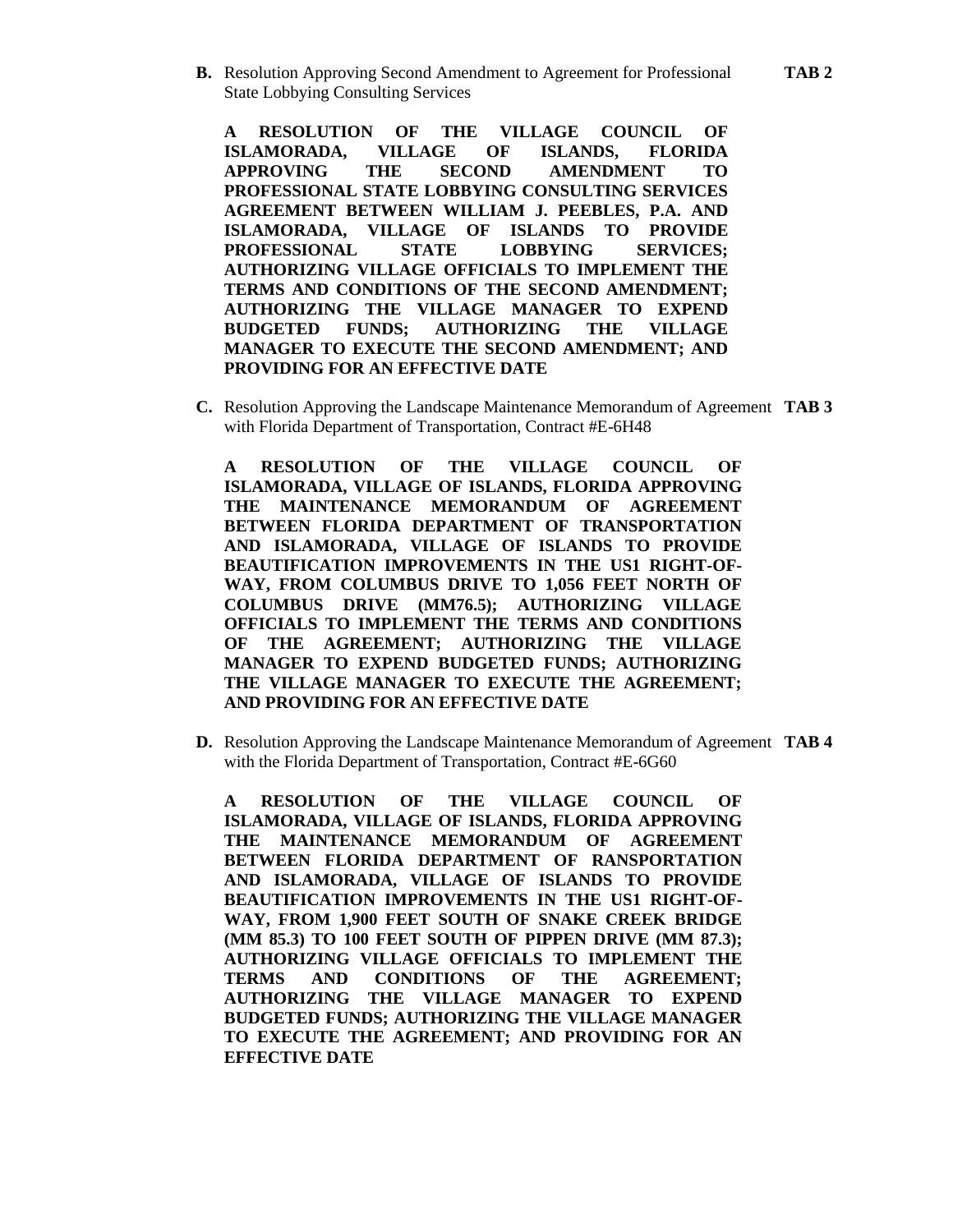**B.** Resolution Approving Second Amendment to Agreement for Professional State Lobbying Consulting Services **TAB 2**

**A RESOLUTION OF THE VILLAGE COUNCIL OF ISLAMORADA, VILLAGE OF ISLANDS, FLORIDA APPROVING THE SECOND AMENDMENT TO PROFESSIONAL STATE LOBBYING CONSULTING SERVICES AGREEMENT BETWEEN WILLIAM J. PEEBLES, P.A. AND ISLAMORADA, VILLAGE OF ISLANDS TO PROVIDE PROFESSIONAL STATE LOBBYING SERVICES; AUTHORIZING VILLAGE OFFICIALS TO IMPLEMENT THE TERMS AND CONDITIONS OF THE SECOND AMENDMENT; AUTHORIZING THE VILLAGE MANAGER TO EXPEND BUDGETED FUNDS; AUTHORIZING THE VILLAGE MANAGER TO EXECUTE THE SECOND AMENDMENT; AND PROVIDING FOR AN EFFECTIVE DATE**

**C.** Resolution Approving the Landscape Maintenance Memorandum of Agreement with Florida Department of Transportation, Contract #E-6H48 **TAB 3**

**A RESOLUTION OF THE VILLAGE COUNCIL OF ISLAMORADA, VILLAGE OF ISLANDS, FLORIDA APPROVING THE MAINTENANCE MEMORANDUM OF AGREEMENT BETWEEN FLORIDA DEPARTMENT OF TRANSPORTATION AND ISLAMORADA, VILLAGE OF ISLANDS TO PROVIDE BEAUTIFICATION IMPROVEMENTS IN THE US1 RIGHT-OF-WAY, FROM COLUMBUS DRIVE TO 1,056 FEET NORTH OF COLUMBUS DRIVE (MM76.5); AUTHORIZING VILLAGE OFFICIALS TO IMPLEMENT THE TERMS AND CONDITIONS OF THE AGREEMENT; AUTHORIZING THE VILLAGE MANAGER TO EXPEND BUDGETED FUNDS; AUTHORIZING THE VILLAGE MANAGER TO EXECUTE THE AGREEMENT; AND PROVIDING FOR AN EFFECTIVE DATE**

**D.** Resolution Approving the Landscape Maintenance Memorandum of Agreement with the Florida Department of Transportation, Contract #E-6G60 **TAB 4**

**A RESOLUTION OF THE VILLAGE COUNCIL OF ISLAMORADA, VILLAGE OF ISLANDS, FLORIDA APPROVING THE MAINTENANCE MEMORANDUM OF AGREEMENT BETWEEN FLORIDA DEPARTMENT OF RANSPORTATION AND ISLAMORADA, VILLAGE OF ISLANDS TO PROVIDE BEAUTIFICATION IMPROVEMENTS IN THE US1 RIGHT-OF-WAY, FROM 1,900 FEET SOUTH OF SNAKE CREEK BRIDGE (MM 85.3) TO 100 FEET SOUTH OF PIPPEN DRIVE (MM 87.3); AUTHORIZING VILLAGE OFFICIALS TO IMPLEMENT THE TERMS AND CONDITIONS OF THE AGREEMENT; AUTHORIZING THE VILLAGE MANAGER TO EXPEND BUDGETED FUNDS; AUTHORIZING THE VILLAGE MANAGER TO EXECUTE THE AGREEMENT; AND PROVIDING FOR AN EFFECTIVE DATE**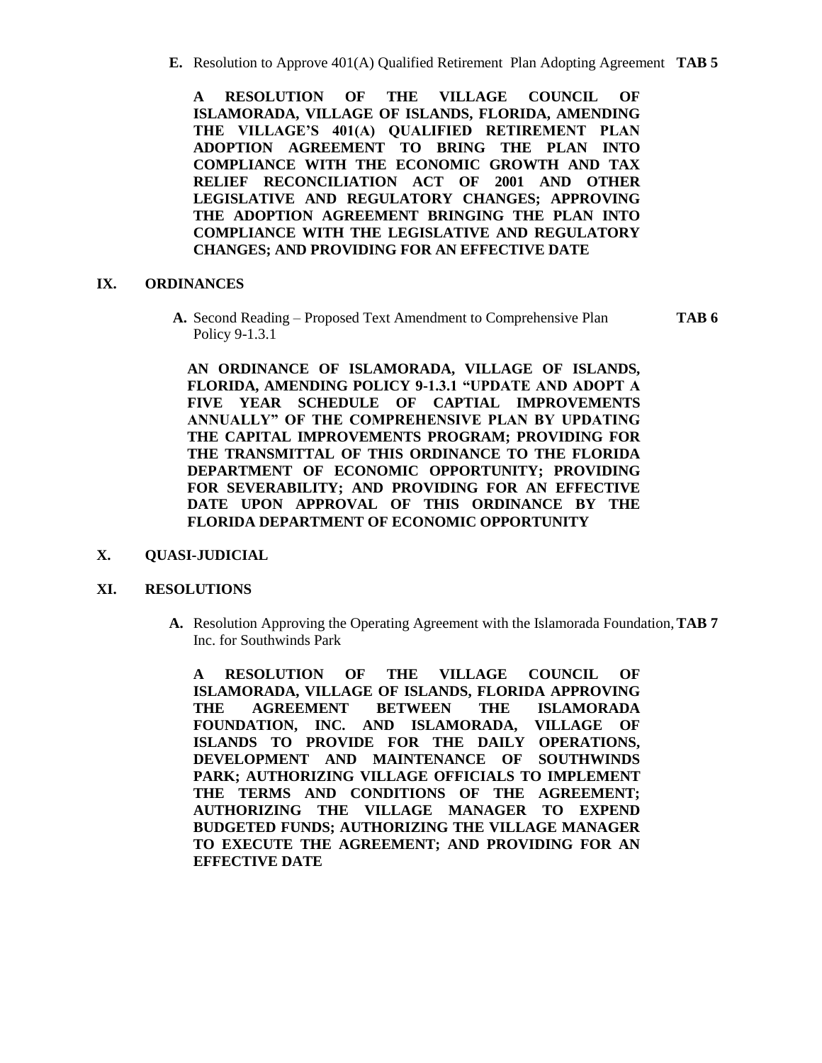**E.** Resolution to Approve 401(A) Qualified Retirement Plan Adopting Agreement **TAB 5**

**A RESOLUTION OF THE VILLAGE COUNCIL OF ISLAMORADA, VILLAGE OF ISLANDS, FLORIDA, AMENDING THE VILLAGE'S 401(A) QUALIFIED RETIREMENT PLAN ADOPTION AGREEMENT TO BRING THE PLAN INTO COMPLIANCE WITH THE ECONOMIC GROWTH AND TAX RELIEF RECONCILIATION ACT OF 2001 AND OTHER LEGISLATIVE AND REGULATORY CHANGES; APPROVING THE ADOPTION AGREEMENT BRINGING THE PLAN INTO COMPLIANCE WITH THE LEGISLATIVE AND REGULATORY CHANGES; AND PROVIDING FOR AN EFFECTIVE DATE**

## IX. ORDINANCES

**A.** Second Reading – Proposed Text Amendment to Comprehensive Plan Policy 9-1.3.1 **TAB 6**

**AN ORDINANCE OF ISLAMORADA, VILLAGE OF ISLANDS, FLORIDA, AMENDING POLICY 9-1.3.1 "UPDATE AND ADOPT A FIVE YEAR SCHEDULE OF CAPTIAL IMPROVEMENTS ANNUALLY" OF THE COMPREHENSIVE PLAN BY UPDATING THE CAPITAL IMPROVEMENTS PROGRAM; PROVIDING FOR THE TRANSMITTAL OF THIS ORDINANCE TO THE FLORIDA DEPARTMENT OF ECONOMIC OPPORTUNITY; PROVIDING FOR SEVERABILITY; AND PROVIDING FOR AN EFFECTIVE DATE UPON APPROVAL OF THIS ORDINANCE BY THE FLORIDA DEPARTMENT OF ECONOMIC OPPORTUNITY**

## X. QUASI-JUDICIAL

## XI. RESOLUTIONS

**A.** Resolution Approving the Operating Agreement with the Islamorada Foundation, Inc. for Southwinds Park **TAB 7**

**A RESOLUTION OF THE VILLAGE COUNCIL OF ISLAMORADA, VILLAGE OF ISLANDS, FLORIDA APPROVING THE AGREEMENT BETWEEN THE ISLAMORADA FOUNDATION, INC. AND ISLAMORADA, VILLAGE OF ISLANDS TO PROVIDE FOR THE DAILY OPERATIONS, DEVELOPMENT AND MAINTENANCE OF SOUTHWINDS PARK; AUTHORIZING VILLAGE OFFICIALS TO IMPLEMENT THE TERMS AND CONDITIONS OF THE AGREEMENT; AUTHORIZING THE VILLAGE MANAGER TO EXPEND BUDGETED FUNDS; AUTHORIZING THE VILLAGE MANAGER TO EXECUTE THE AGREEMENT; AND PROVIDING FOR AN EFFECTIVE DATE**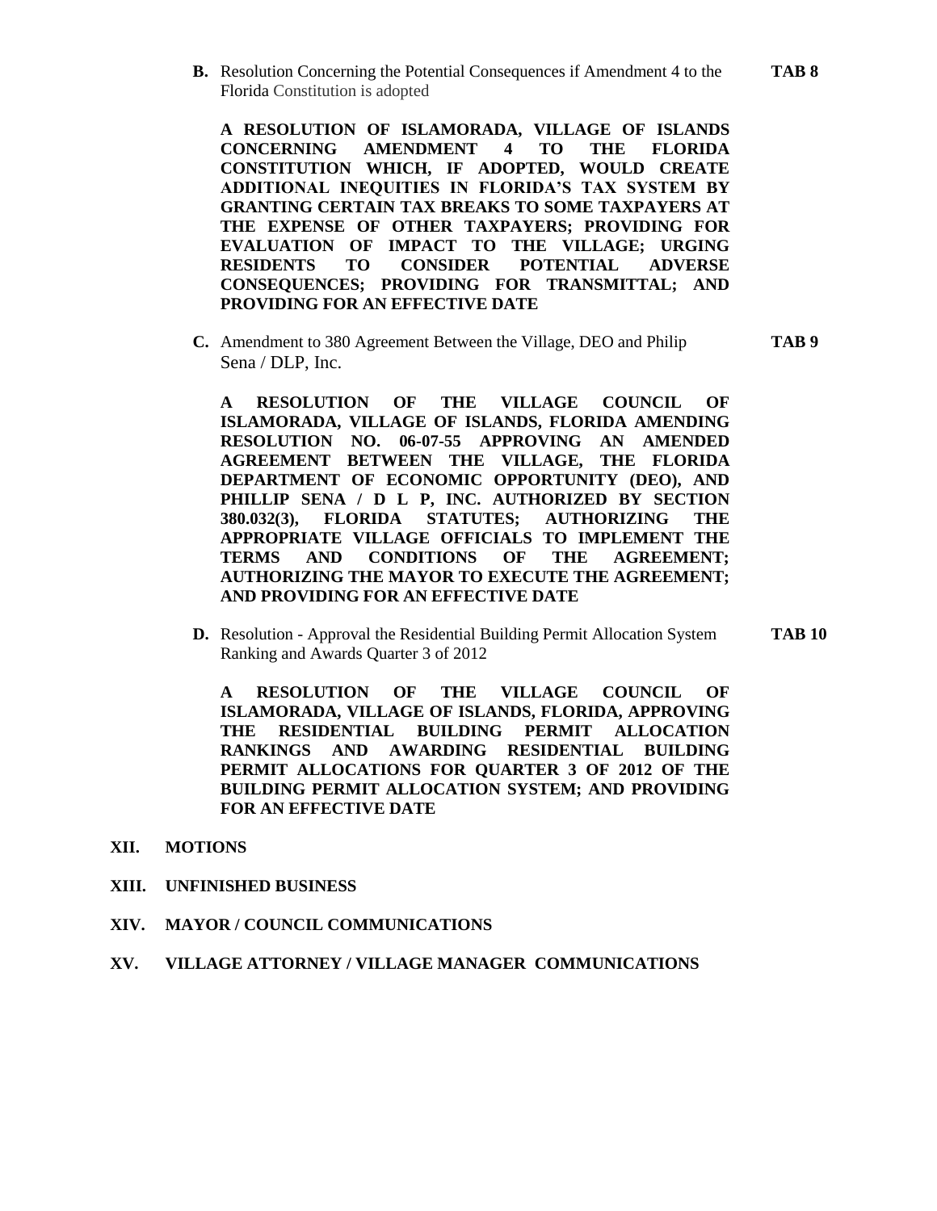**B.** Resolution Concerning the Potential Consequences if Amendment 4 to the Florida Constitution is adopted **TAB 8**

**A RESOLUTION OF ISLAMORADA, VILLAGE OF ISLANDS CONCERNING AMENDMENT 4 TO THE FLORIDA CONSTITUTION WHICH, IF ADOPTED, WOULD CREATE ADDITIONAL INEQUITIES IN FLORIDA'S TAX SYSTEM BY GRANTING CERTAIN TAX BREAKS TO SOME TAXPAYERS AT THE EXPENSE OF OTHER TAXPAYERS; PROVIDING FOR EVALUATION OF IMPACT TO THE VILLAGE; URGING RESIDENTS TO CONSIDER POTENTIAL ADVERSE CONSEQUENCES; PROVIDING FOR TRANSMITTAL; AND PROVIDING FOR AN EFFECTIVE DATE**

**C.** Amendment to 380 Agreement Between the Village, DEO and Philip Sena / DLP, Inc. **TAB 9**

**A RESOLUTION OF THE VILLAGE COUNCIL OF ISLAMORADA, VILLAGE OF ISLANDS, FLORIDA AMENDING RESOLUTION NO. 06-07-55 APPROVING AN AMENDED AGREEMENT BETWEEN THE VILLAGE, THE FLORIDA DEPARTMENT OF ECONOMIC OPPORTUNITY (DEO), AND PHILLIP SENA / D L P, INC. AUTHORIZED BY SECTION 380.032(3), FLORIDA STATUTES; AUTHORIZING THE APPROPRIATE VILLAGE OFFICIALS TO IMPLEMENT THE TERMS AND CONDITIONS OF THE AGREEMENT; AUTHORIZING THE MAYOR TO EXECUTE THE AGREEMENT; AND PROVIDING FOR AN EFFECTIVE DATE**

**D.** Resolution - Approval the Residential Building Permit Allocation System Ranking and Awards Quarter 3 of 2012 **TAB 10**

**A RESOLUTION OF THE VILLAGE COUNCIL OF ISLAMORADA, VILLAGE OF ISLANDS, FLORIDA, APPROVING THE RESIDENTIAL BUILDING PERMIT ALLOCATION RANKINGS AND AWARDING RESIDENTIAL BUILDING PERMIT ALLOCATIONS FOR QUARTER 3 OF 2012 OF THE BUILDING PERMIT ALLOCATION SYSTEM; AND PROVIDING FOR AN EFFECTIVE DATE**

**XII. MOTIONS**

**XIII. UNFINISHED BUSINESS**

**XIV. MAYOR / COUNCIL COMMUNICATIONS**

**XV. VILLAGE ATTORNEY / VILLAGE MANAGER COMMUNICATIONS**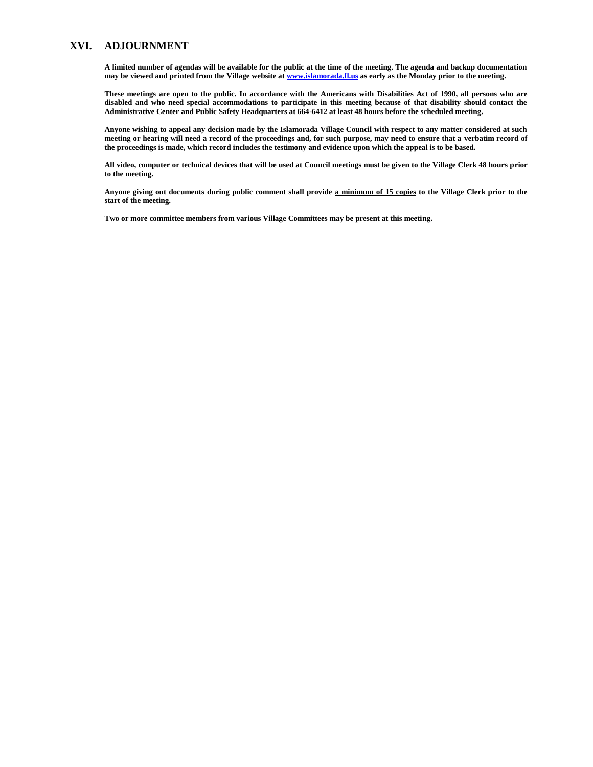## XVI. ADJOURNMENT

**A limited number of agendas will be available for the public at the time of the meeting. The agenda and backup documentation may be viewed and printed from the Village website at [www.islamorada.fl.us](http://www.islamorada.fl.us) as early as the Monday prior to the meeting.**

**These meetings are open to the public. In accordance with the Americans with Disabilities Act of 1990, all persons who are disabled and who need special accommodations to participate in this meeting because of that disability should contact the Administrative Center and Public Safety Headquarters at 664-6412 at least 48 hours before the scheduled meeting.**

**Anyone wishing to appeal any decision made by the Islamorada Village Council with respect to any matter considered at such meeting or hearing will need a record of the proceedings and, for such purpose, may need to ensure that a verbatim record of the proceedings is made, which record includes the testimony and evidence upon which the appeal is to be based.**

**All video, computer or technical devices that will be used at Council meetings must be given to the Village Clerk 48 hours prior to the meeting.**

**Anyone giving out documents during public comment shall provide <u>a minimum of 15 copies</u> to the Village Clerk prior to the start of the meeting.**

**Two or more committee members from various Village Committees may be present at this meeting.**